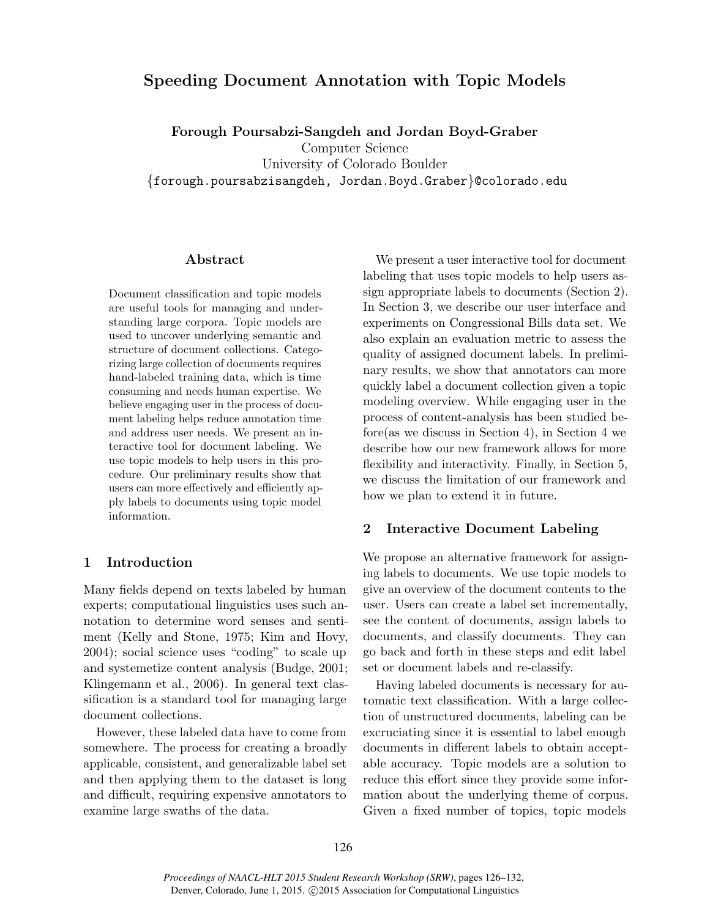# Speeding Document Annotation with Topic Models

**Forough Poursabzi-Sangdeh and Jordan Boyd-Graber**
Computer Science
University of Colorado Boulder
{forough.poursabzisangdeh, Jordan.Boyd.Graber}@colorado.edu

## Abstract

Document classification and topic models are useful tools for managing and understanding large corpora. Topic models are used to uncover underlying semantic and structure of document collections. Categorizing large collection of documents requires hand-labeled training data, which is time consuming and needs human expertise. We believe engaging user in the process of document labeling helps reduce annotation time and address user needs. We present an interactive tool for document labeling. We use topic models to help users in this procedure. Our preliminary results show that users can more effectively and efficiently apply labels to documents using topic model information.

## 1 Introduction

Many fields depend on texts labeled by human experts; computational linguistics uses such annotation to determine word senses and sentiment (Kelly and Stone, 1975; Kim and Hovy, 2004); social science uses "coding" to scale up and systemetize content analysis (Budge, 2001; Klingemann et al., 2006). In general text classification is a standard tool for managing large document collections.

However, these labeled data have to come from somewhere. The process for creating a broadly applicable, consistent, and generalizable label set and then applying them to the dataset is long and difficult, requiring expensive annotators to examine large swaths of the data.

We present a user interactive tool for document labeling that uses topic models to help users assign appropriate labels to documents (Section 2). In Section 3, we describe our user interface and experiments on Congressional Bills data set. We also explain an evaluation metric to assess the quality of assigned document labels. In preliminary results, we show that annotators can more quickly label a document collection given a topic modeling overview. While engaging user in the process of content-analysis has been studied before(as we discuss in Section 4), in Section 4 we describe how our new framework allows for more flexibility and interactivity. Finally, in Section 5, we discuss the limitation of our framework and how we plan to extend it in future.

## 2 Interactive Document Labeling

We propose an alternative framework for assigning labels to documents. We use topic models to give an overview of the document contents to the user. Users can create a label set incrementally, see the content of documents, assign labels to documents, and classify documents. They can go back and forth in these steps and edit label set or document labels and re-classify.

Having labeled documents is necessary for automatic text classification. With a large collection of unstructured documents, labeling can be excruciating since it is essential to label enough documents in different labels to obtain acceptable accuracy. Topic models are a solution to reduce this effort since they provide some information about the underlying theme of corpus. Given a fixed number of topics, topic models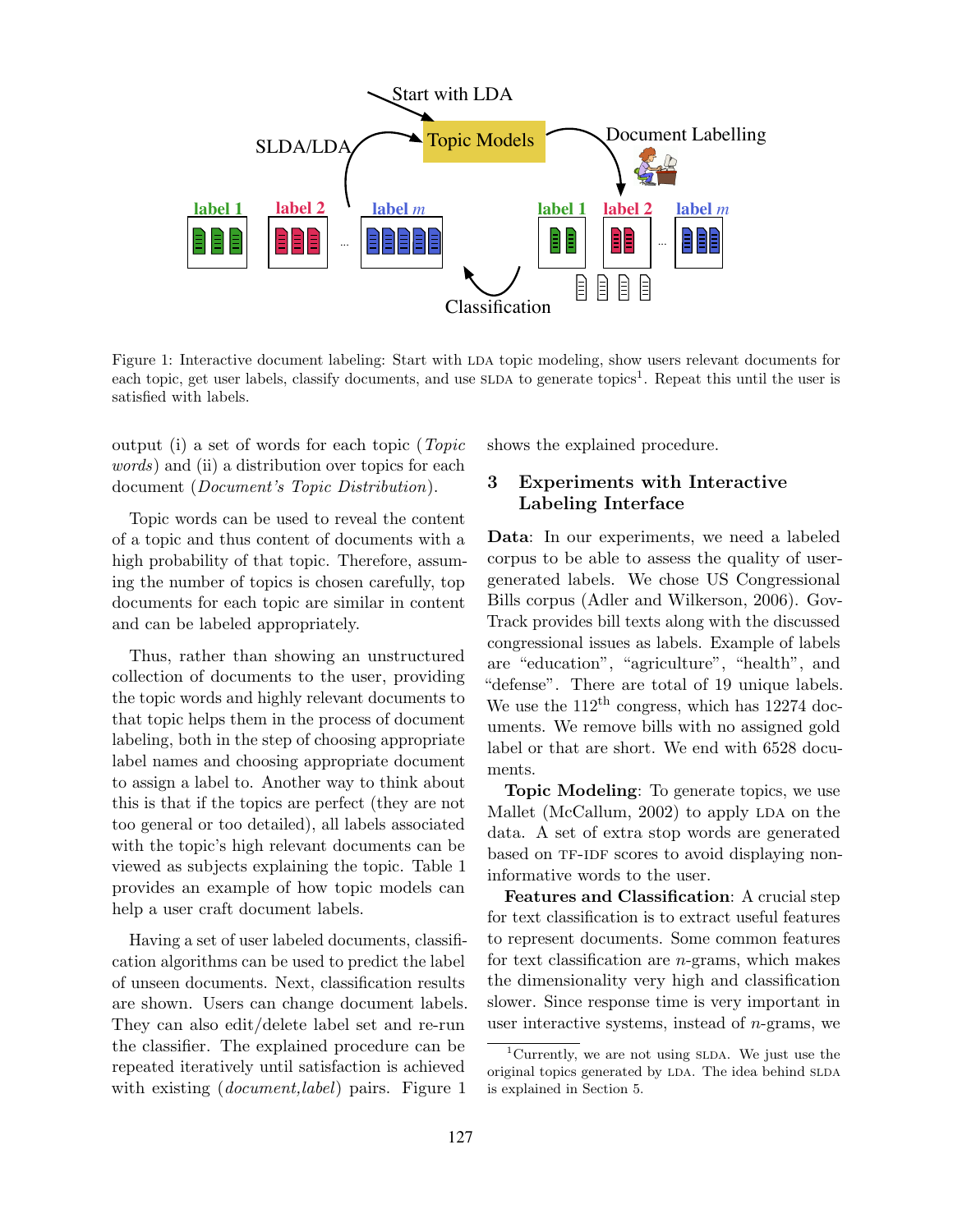Figure 1: Interactive document labeling: Start with LDA topic modeling, show users relevant documents for each topic, get user labels, classify documents, and use SLDA to generate topics[1]. Repeat this until the user is satisfied with labels.

output (i) a set of words for each topic (*Topic words*) and (ii) a distribution over topics for each document (*Document's Topic Distribution*).

Topic words can be used to reveal the content of a topic and thus content of documents with a high probability of that topic. Therefore, assuming the number of topics is chosen carefully, top documents for each topic are similar in content and can be labeled appropriately.

Thus, rather than showing an unstructured collection of documents to the user, providing the topic words and highly relevant documents to that topic helps them in the process of document labeling, both in the step of choosing appropriate label names and choosing appropriate document to assign a label to. Another way to think about this is that if the topics are perfect (they are not too general or too detailed), all labels associated with the topic's high relevant documents can be viewed as subjects explaining the topic. Table 1 provides an example of how topic models can help a user craft document labels.

Having a set of user labeled documents, classification algorithms can be used to predict the label of unseen documents. Next, classification results are shown. Users can change document labels. They can also edit/delete label set and re-run the classifier. The explained procedure can be repeated iteratively until satisfaction is achieved with existing (*document,label*) pairs. Figure 1 shows the explained procedure.

## 3 Experiments with Interactive Labeling Interface

**Data**: In our experiments, we need a labeled corpus to be able to assess the quality of user-generated labels. We chose US Congressional Bills corpus (Adler and Wilkerson, 2006). GovTrack provides bill texts along with the discussed congressional issues as labels. Example of labels are "education", "agriculture", "health", and "defense". There are total of 19 unique labels. We use the 112$^{\text{th}}$ congress, which has 12274 documents. We remove bills with no assigned gold label or that are short. We end with 6528 documents.

**Topic Modeling**: To generate topics, we use Mallet (McCallum, 2002) to apply LDA on the data. A set of extra stop words are generated based on TF-IDF scores to avoid displaying non-informative words to the user.

**Features and Classification**: A crucial step for text classification is to extract useful features to represent documents. Some common features for text classification are $n$-grams, which makes the dimensionality very high and classification slower. Since response time is very important in user interactive systems, instead of $n$-grams, we

[1] Currently, we are not using SLDA. We just use the original topics generated by LDA. The idea behind SLDA is explained in Section 5.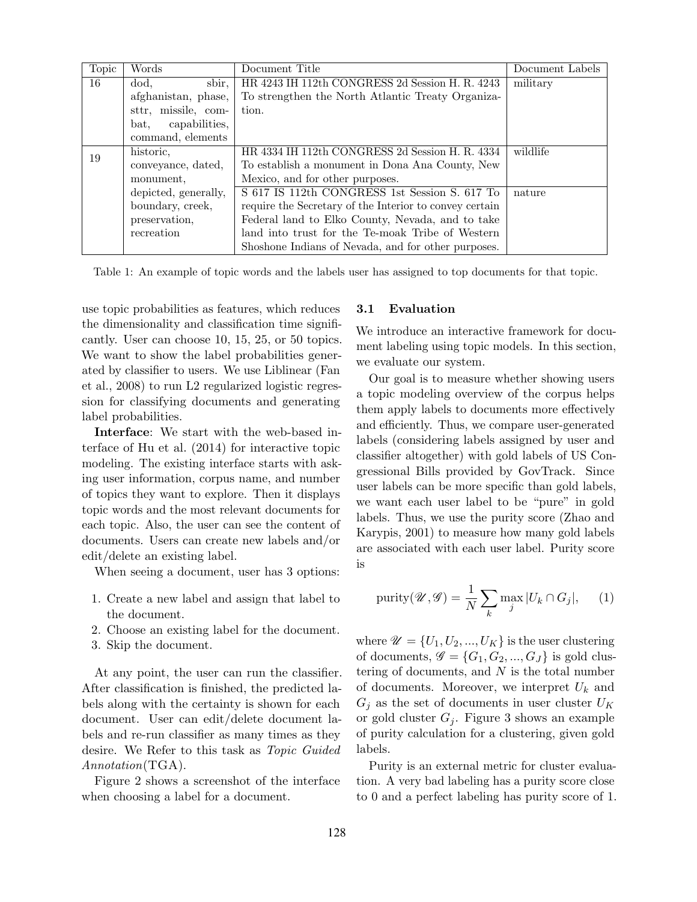| Topic | Words | Document Title | Document Labels |
| --- | --- | --- | --- |
| 16 | dod, sbir, afghanistan, phase, sttr, missile, combat, capabilities, command, elements | HR 4243 IH 112th CONGRESS 2d Session H. R. 4243 To strengthen the North Atlantic Treaty Organization. | military |
| 19 | historic, conveyance, dated, monument, depicted, generally, boundary, creek, preservation, recreation | HR 4334 IH 112th CONGRESS 2d Session H. R. 4334 To establish a monument in Dona Ana County, New Mexico, and for other purposes. | wildlife |
| | | S 617 IS 112th CONGRESS 1st Session S. 617 To require the Secretary of the Interior to convey certain Federal land to Elko County, Nevada, and to take land into trust for the Te-moak Tribe of Western Shoshone Indians of Nevada, and for other purposes. | nature |

Table 1: An example of topic words and the labels user has assigned to top documents for that topic.

use topic probabilities as features, which reduces the dimensionality and classification time significantly. User can choose 10, 15, 25, or 50 topics. We want to show the label probabilities generated by classifier to users. We use Liblinear (Fan et al., 2008) to run L2 regularized logistic regression for classifying documents and generating label probabilities.

**Interface**: We start with the web-based interface of Hu et al. (2014) for interactive topic modeling. The existing interface starts with asking user information, corpus name, and number of topics they want to explore. Then it displays topic words and the most relevant documents for each topic. Also, the user can see the content of documents. Users can create new labels and/or edit/delete an existing label.

When seeing a document, user has 3 options:

1. Create a new label and assign that label to the document.
2. Choose an existing label for the document.
3. Skip the document.

At any point, the user can run the classifier. After classification is finished, the predicted labels along with the certainty is shown for each document. User can edit/delete document labels and re-run classifier as many times as they desire. We Refer to this task as *Topic Guided Annotation*(TGA).

Figure 2 shows a screenshot of the interface when choosing a label for a document.

### 3.1 Evaluation

We introduce an interactive framework for document labeling using topic models. In this section, we evaluate our system.

Our goal is to measure whether showing users a topic modeling overview of the corpus helps them apply labels to documents more effectively and efficiently. Thus, we compare user-generated labels (considering labels assigned by user and classifier altogether) with gold labels of US Congressional Bills provided by GovTrack. Since user labels can be more specific than gold labels, we want each user label to be "pure" in gold labels. Thus, we use the purity score (Zhao and Karypis, 2001) to measure how many gold labels are associated with each user label. Purity score is

$$\text{purity}(\mathscr{U}, \mathscr{G}) = \frac{1}{N} \sum_{k} \max_{j} |U_k \cap G_j|, \quad (1)$$

where $\mathscr{U} = \{U_1, U_2, ..., U_K\}$ is the user clustering of documents, $\mathscr{G} = \{G_1, G_2, ..., G_J\}$ is gold clustering of documents, and $N$ is the total number of documents. Moreover, we interpret $U_k$ and $G_j$ as the set of documents in user cluster $U_K$ or gold cluster $G_j$. Figure 3 shows an example of purity calculation for a clustering, given gold labels.

Purity is an external metric for cluster evaluation. A very bad labeling has a purity score close to 0 and a perfect labeling has purity score of 1.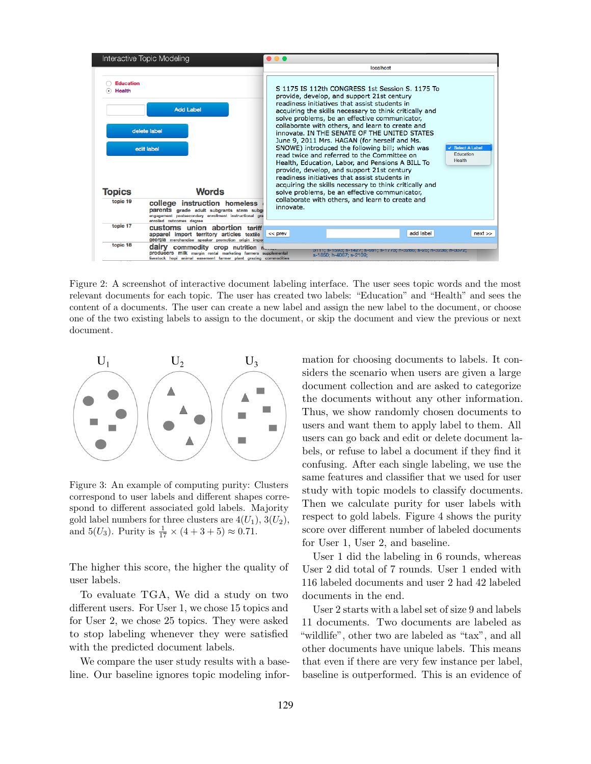Figure 2: A screenshot of interactive document labeling interface. The user sees topic words and the most relevant documents for each topic. The user has created two labels: "Education" and "Health" and sees the content of a documents. The user can create a new label and assign the new label to the document, or choose one of the two existing labels to assign to the document, or skip the document and view the previous or next document.

Figure 3: An example of computing purity: Clusters correspond to user labels and different shapes correspond to different associated gold labels. Majority gold label numbers for three clusters are $4(U_1)$, $3(U_2)$, and $5(U_3)$. Purity is $\frac{1}{17} \times (4 + 3 + 5) \approx 0.71$.

The higher this score, the higher the quality of user labels.

To evaluate TGA, We did a study on two different users. For User 1, we chose 15 topics and for User 2, we chose 25 topics. They were asked to stop labeling whenever they were satisfied with the predicted document labels.

We compare the user study results with a baseline. Our baseline ignores topic modeling information for choosing documents to labels. It considers the scenario when users are given a large document collection and are asked to categorize the documents without any other information. Thus, we show randomly chosen documents to users and want them to apply label to them. All users can go back and edit or delete document labels, or refuse to label a document if they find it confusing. After each single labeling, we use the same features and classifier that we used for user study with topic models to classify documents. Then we calculate purity for user labels with respect to gold labels. Figure 4 shows the purity score over different number of labeled documents for User 1, User 2, and baseline.

User 1 did the labeling in 6 rounds, whereas User 2 did total of 7 rounds. User 1 ended with 116 labeled documents and user 2 had 42 labeled documents in the end.

User 2 starts with a label set of size 9 and labels 11 documents. Two documents are labeled as "wildlife", other two are labeled as "tax", and all other documents have unique labels. This means that even if there are very few instance per label, baseline is outperformed. This is an evidence of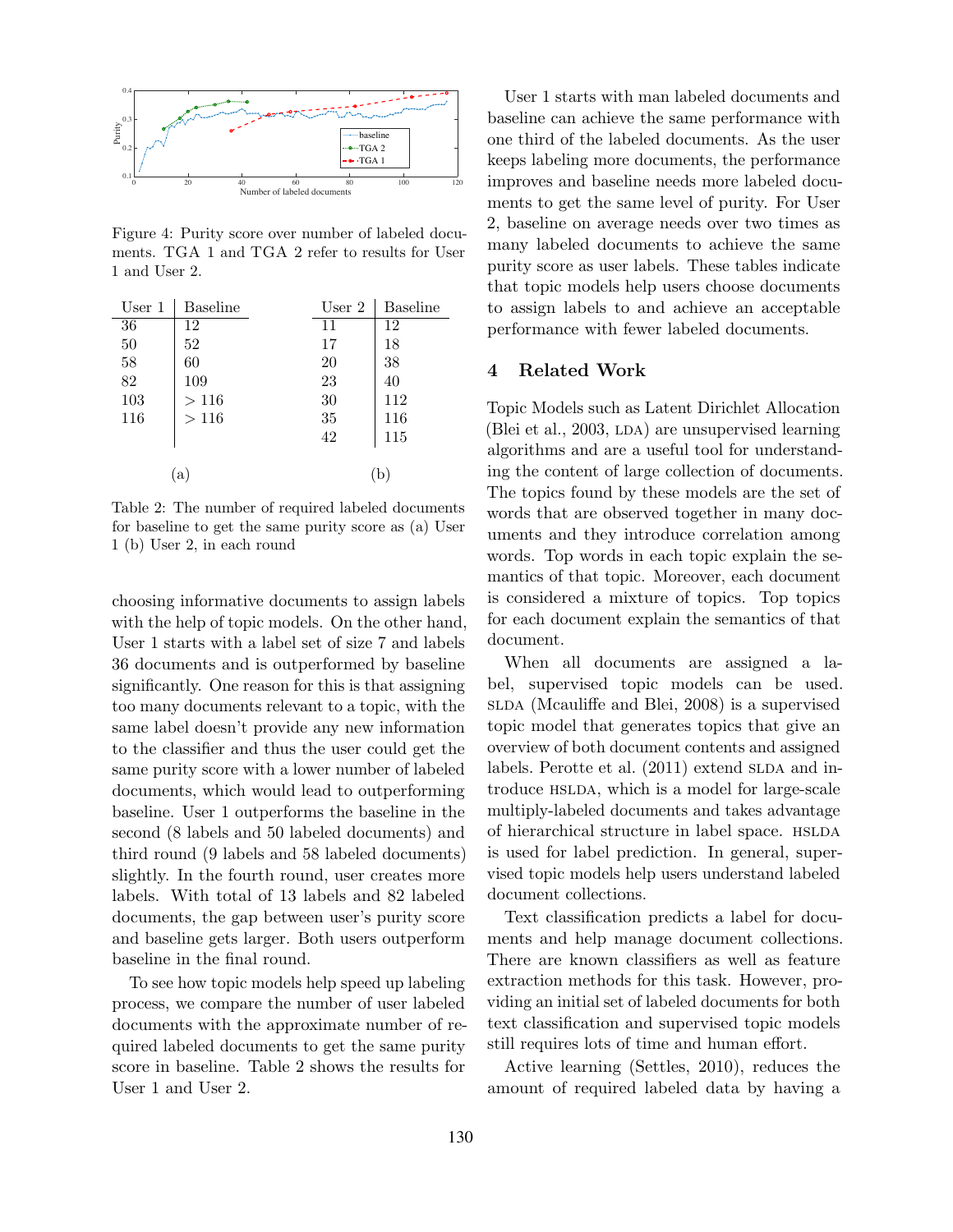Figure 4: Purity score over number of labeled documents. TGA 1 and TGA 2 refer to results for User 1 and User 2.

(a)

| User 1 | Baseline |
| --- | --- |
| 36 | 12 |
| 50 | 52 |
| 58 | 60 |
| 82 | 109 |
| 103 | > 116 |
| 116 | > 116 |

(b)

| User 2 | Baseline |
| --- | --- |
| 11 | 12 |
| 17 | 18 |
| 20 | 38 |
| 23 | 40 |
| 30 | 112 |
| 35 | 116 |
| 42 | 115 |

Table 2: The number of required labeled documents for baseline to get the same purity score as (a) User 1 (b) User 2, in each round

choosing informative documents to assign labels with the help of topic models. On the other hand, User 1 starts with a label set of size 7 and labels 36 documents and is outperformed by baseline significantly. One reason for this is that assigning too many documents relevant to a topic, with the same label doesn't provide any new information to the classifier and thus the user could get the same purity score with a lower number of labeled documents, which would lead to outperforming baseline. User 1 outperforms the baseline in the second (8 labels and 50 labeled documents) and third round (9 labels and 58 labeled documents) slightly. In the fourth round, user creates more labels. With total of 13 labels and 82 labeled documents, the gap between user's purity score and baseline gets larger. Both users outperform baseline in the final round.

To see how topic models help speed up labeling process, we compare the number of user labeled documents with the approximate number of required labeled documents to get the same purity score in baseline. Table 2 shows the results for User 1 and User 2.

User 1 starts with man labeled documents and baseline can achieve the same performance with one third of the labeled documents. As the user keeps labeling more documents, the performance improves and baseline needs more labeled documents to get the same level of purity. For User 2, baseline on average needs over two times as many labeled documents to achieve the same purity score as user labels. These tables indicate that topic models help users choose documents to assign labels to and achieve an acceptable performance with fewer labeled documents.

## 4 Related Work

Topic Models such as Latent Dirichlet Allocation (Blei et al., 2003, LDA) are unsupervised learning algorithms and are a useful tool for understanding the content of large collection of documents. The topics found by these models are the set of words that are observed together in many documents and they introduce correlation among words. Top words in each topic explain the semantics of that topic. Moreover, each document is considered a mixture of topics. Top topics for each document explain the semantics of that document.

When all documents are assigned a label, supervised topic models can be used. SLDA (Mcauliffe and Blei, 2008) is a supervised topic model that generates topics that give an overview of both document contents and assigned labels. Perotte et al. (2011) extend SLDA and introduce HSLDA, which is a model for large-scale multiply-labeled documents and takes advantage of hierarchical structure in label space. HSLDA is used for label prediction. In general, supervised topic models help users understand labeled document collections.

Text classification predicts a label for documents and help manage document collections. There are known classifiers as well as feature extraction methods for this task. However, providing an initial set of labeled documents for both text classification and supervised topic models still requires lots of time and human effort.

Active learning (Settles, 2010), reduces the amount of required labeled data by having a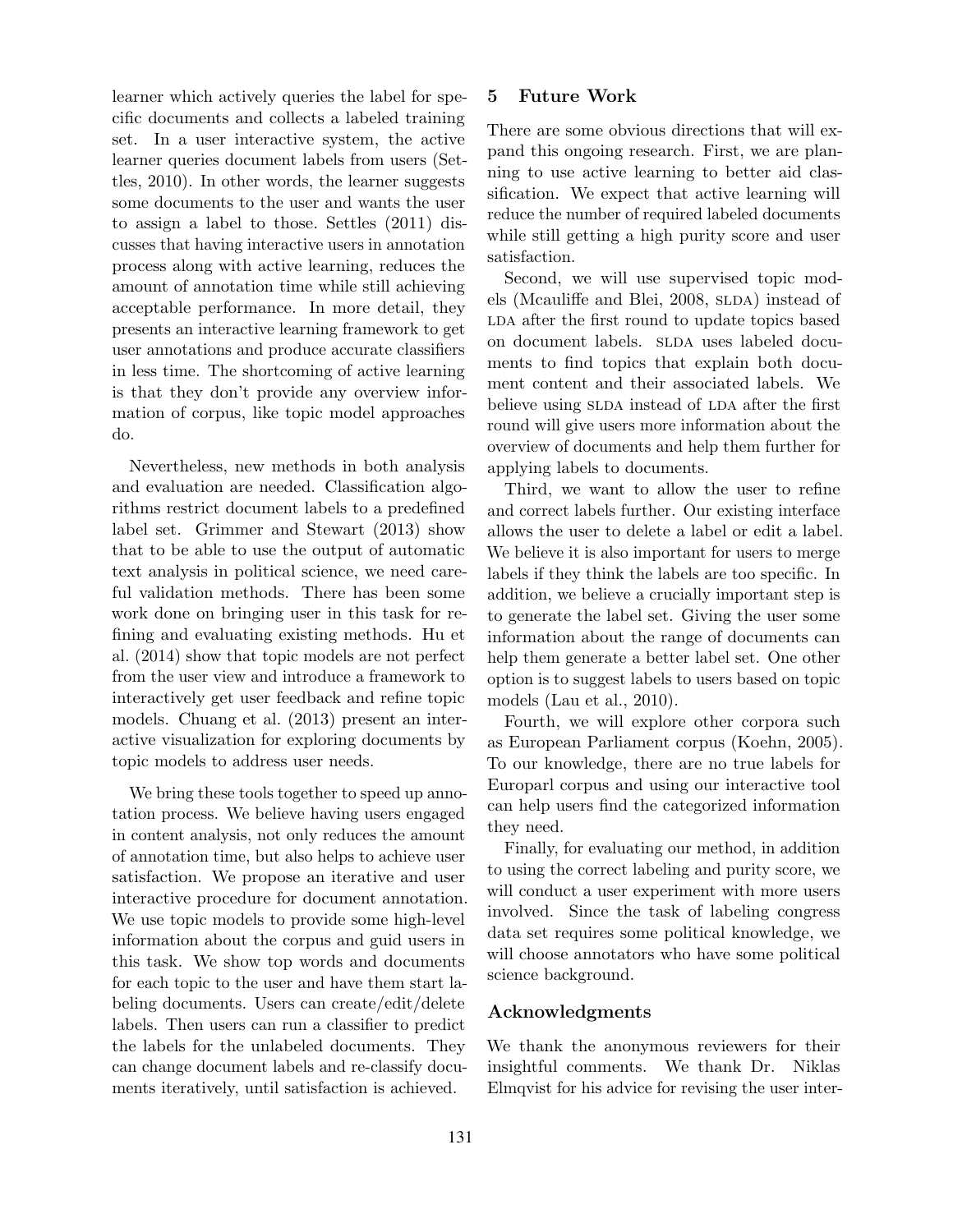learner which actively queries the label for specific documents and collects a labeled training set. In a user interactive system, the active learner queries document labels from users (Settles, 2010). In other words, the learner suggests some documents to the user and wants the user to assign a label to those. Settles (2011) discusses that having interactive users in annotation process along with active learning, reduces the amount of annotation time while still achieving acceptable performance. In more detail, they presents an interactive learning framework to get user annotations and produce accurate classifiers in less time. The shortcoming of active learning is that they don't provide any overview information of corpus, like topic model approaches do.

Nevertheless, new methods in both analysis and evaluation are needed. Classification algorithms restrict document labels to a predefined label set. Grimmer and Stewart (2013) show that to be able to use the output of automatic text analysis in political science, we need careful validation methods. There has been some work done on bringing user in this task for refining and evaluating existing methods. Hu et al. (2014) show that topic models are not perfect from the user view and introduce a framework to interactively get user feedback and refine topic models. Chuang et al. (2013) present an interactive visualization for exploring documents by topic models to address user needs.

We bring these tools together to speed up annotation process. We believe having users engaged in content analysis, not only reduces the amount of annotation time, but also helps to achieve user satisfaction. We propose an iterative and user interactive procedure for document annotation. We use topic models to provide some high-level information about the corpus and guid users in this task. We show top words and documents for each topic to the user and have them start labeling documents. Users can create/edit/delete labels. Then users can run a classifier to predict the labels for the unlabeled documents. They can change document labels and re-classify documents iteratively, until satisfaction is achieved.

## 5 Future Work

There are some obvious directions that will expand this ongoing research. First, we are planning to use active learning to better aid classification. We expect that active learning will reduce the number of required labeled documents while still getting a high purity score and user satisfaction.

Second, we will use supervised topic models (Mcauliffe and Blei, 2008, SLDA) instead of LDA after the first round to update topics based on document labels. SLDA uses labeled documents to find topics that explain both document content and their associated labels. We believe using SLDA instead of LDA after the first round will give users more information about the overview of documents and help them further for applying labels to documents.

Third, we want to allow the user to refine and correct labels further. Our existing interface allows the user to delete a label or edit a label. We believe it is also important for users to merge labels if they think the labels are too specific. In addition, we believe a crucially important step is to generate the label set. Giving the user some information about the range of documents can help them generate a better label set. One other option is to suggest labels to users based on topic models (Lau et al., 2010).

Fourth, we will explore other corpora such as European Parliament corpus (Koehn, 2005). To our knowledge, there are no true labels for Europarl corpus and using our interactive tool can help users find the categorized information they need.

Finally, for evaluating our method, in addition to using the correct labeling and purity score, we will conduct a user experiment with more users involved. Since the task of labeling congress data set requires some political knowledge, we will choose annotators who have some political science background.

## Acknowledgments

We thank the anonymous reviewers for their insightful comments. We thank Dr. Niklas Elmqvist for his advice for revising the user inter-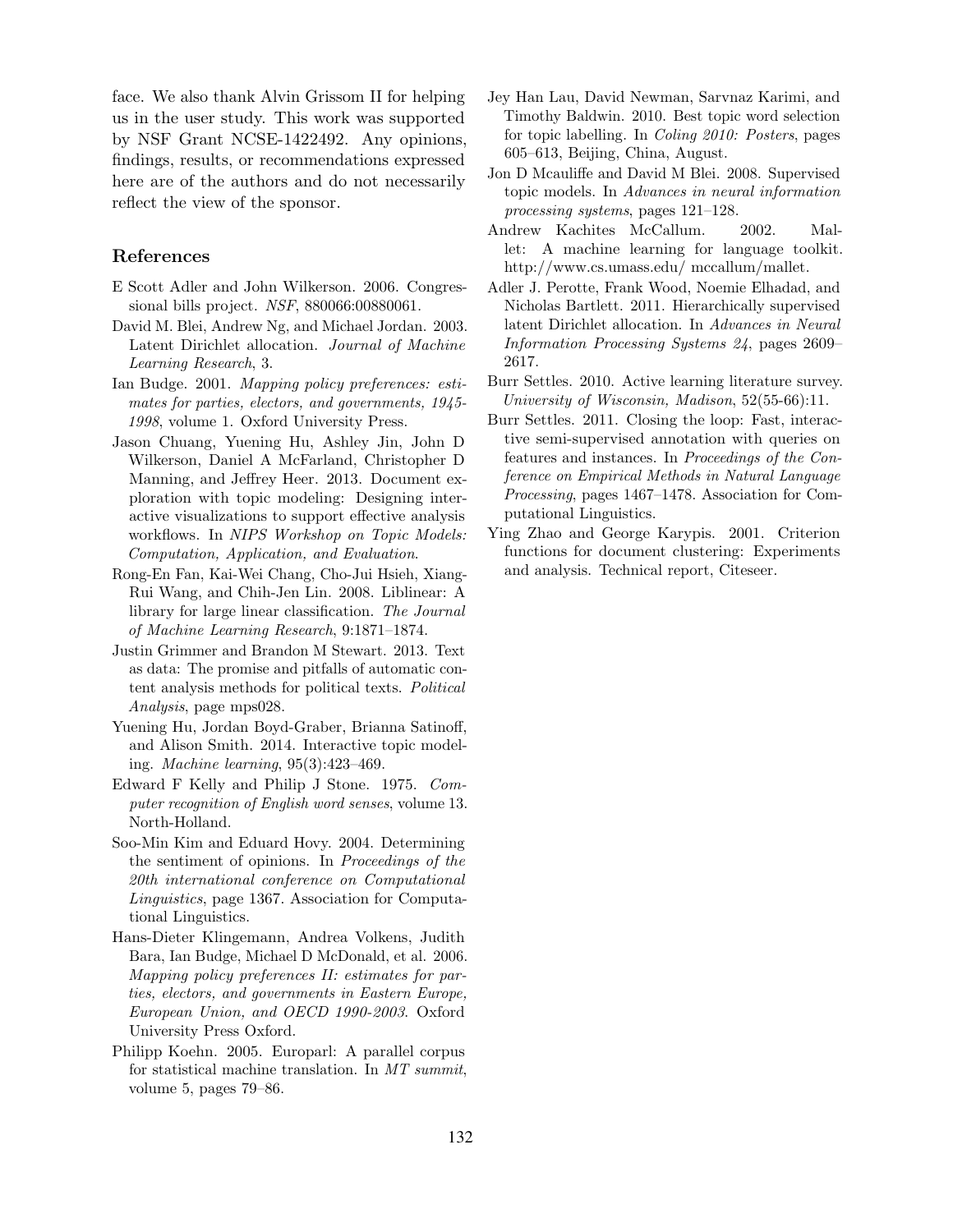face. We also thank Alvin Grissom II for helping us in the user study. This work was supported by NSF Grant NCSE-1422492. Any opinions, findings, results, or recommendations expressed here are of the authors and do not necessarily reflect the view of the sponsor.

## References

E Scott Adler and John Wilkerson. 2006. Congressional bills project. *NSF*, 880066:00880061.

David M. Blei, Andrew Ng, and Michael Jordan. 2003. Latent Dirichlet allocation. *Journal of Machine Learning Research*, 3.

Ian Budge. 2001. *Mapping policy preferences: estimates for parties, electors, and governments, 1945-1998*, volume 1. Oxford University Press.

Jason Chuang, Yuening Hu, Ashley Jin, John D Wilkerson, Daniel A McFarland, Christopher D Manning, and Jeffrey Heer. 2013. Document exploration with topic modeling: Designing interactive visualizations to support effective analysis workflows. In *NIPS Workshop on Topic Models: Computation, Application, and Evaluation*.

Rong-En Fan, Kai-Wei Chang, Cho-Jui Hsieh, Xiang-Rui Wang, and Chih-Jen Lin. 2008. Liblinear: A library for large linear classification. *The Journal of Machine Learning Research*, 9:1871–1874.

Justin Grimmer and Brandon M Stewart. 2013. Text as data: The promise and pitfalls of automatic content analysis methods for political texts. *Political Analysis*, page mps028.

Yuening Hu, Jordan Boyd-Graber, Brianna Satinoff, and Alison Smith. 2014. Interactive topic modeling. *Machine learning*, 95(3):423–469.

Edward F Kelly and Philip J Stone. 1975. *Computer recognition of English word senses*, volume 13. North-Holland.

Soo-Min Kim and Eduard Hovy. 2004. Determining the sentiment of opinions. In *Proceedings of the 20th international conference on Computational Linguistics*, page 1367. Association for Computational Linguistics.

Hans-Dieter Klingemann, Andrea Volkens, Judith Bara, Ian Budge, Michael D McDonald, et al. 2006. *Mapping policy preferences II: estimates for parties, electors, and governments in Eastern Europe, European Union, and OECD 1990-2003*. Oxford University Press Oxford.

Philipp Koehn. 2005. Europarl: A parallel corpus for statistical machine translation. In *MT summit*, volume 5, pages 79–86.

Jey Han Lau, David Newman, Sarvnaz Karimi, and Timothy Baldwin. 2010. Best topic word selection for topic labelling. In *Coling 2010: Posters*, pages 605–613, Beijing, China, August.

Jon D Mcauliffe and David M Blei. 2008. Supervised topic models. In *Advances in neural information processing systems*, pages 121–128.

Andrew Kachites McCallum. 2002. Mallet: A machine learning for language toolkit. http://www.cs.umass.edu/ mccallum/mallet.

Adler J. Perotte, Frank Wood, Noemie Elhadad, and Nicholas Bartlett. 2011. Hierarchically supervised latent Dirichlet allocation. In *Advances in Neural Information Processing Systems 24*, pages 2609–2617.

Burr Settles. 2010. Active learning literature survey. *University of Wisconsin, Madison*, 52(55-66):11.

Burr Settles. 2011. Closing the loop: Fast, interactive semi-supervised annotation with queries on features and instances. In *Proceedings of the Conference on Empirical Methods in Natural Language Processing*, pages 1467–1478. Association for Computational Linguistics.

Ying Zhao and George Karypis. 2001. Criterion functions for document clustering: Experiments and analysis. Technical report, Citeseer.